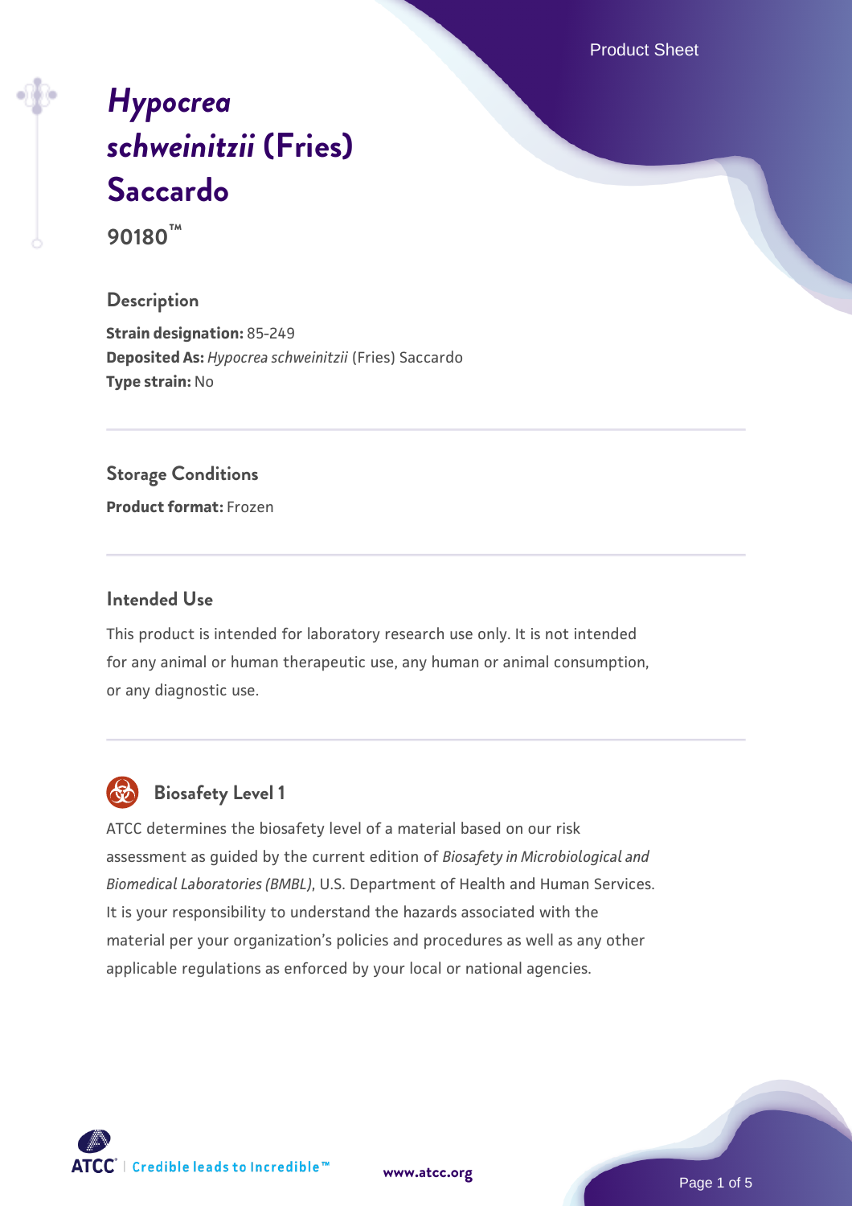# *Hypocrea schweinitzii* (Fries) Saccardo

**90180™**

## Description

**Strain designation:** 85-249
**Deposited As:** *Hypocrea schweinitzii* (Fries) Saccardo
**Type strain:** No

## Storage Conditions

**Product format:** Frozen

## Intended Use

This product is intended for laboratory research use only. It is not intended for any animal or human therapeutic use, any human or animal consumption, or any diagnostic use.

## Biosafety Level 1

ATCC determines the biosafety level of a material based on our risk assessment as guided by the current edition of *Biosafety in Microbiological and Biomedical Laboratories (BMBL)*, U.S. Department of Health and Human Services. It is your responsibility to understand the hazards associated with the material per your organization's policies and procedures as well as any other applicable regulations as enforced by your local or national agencies.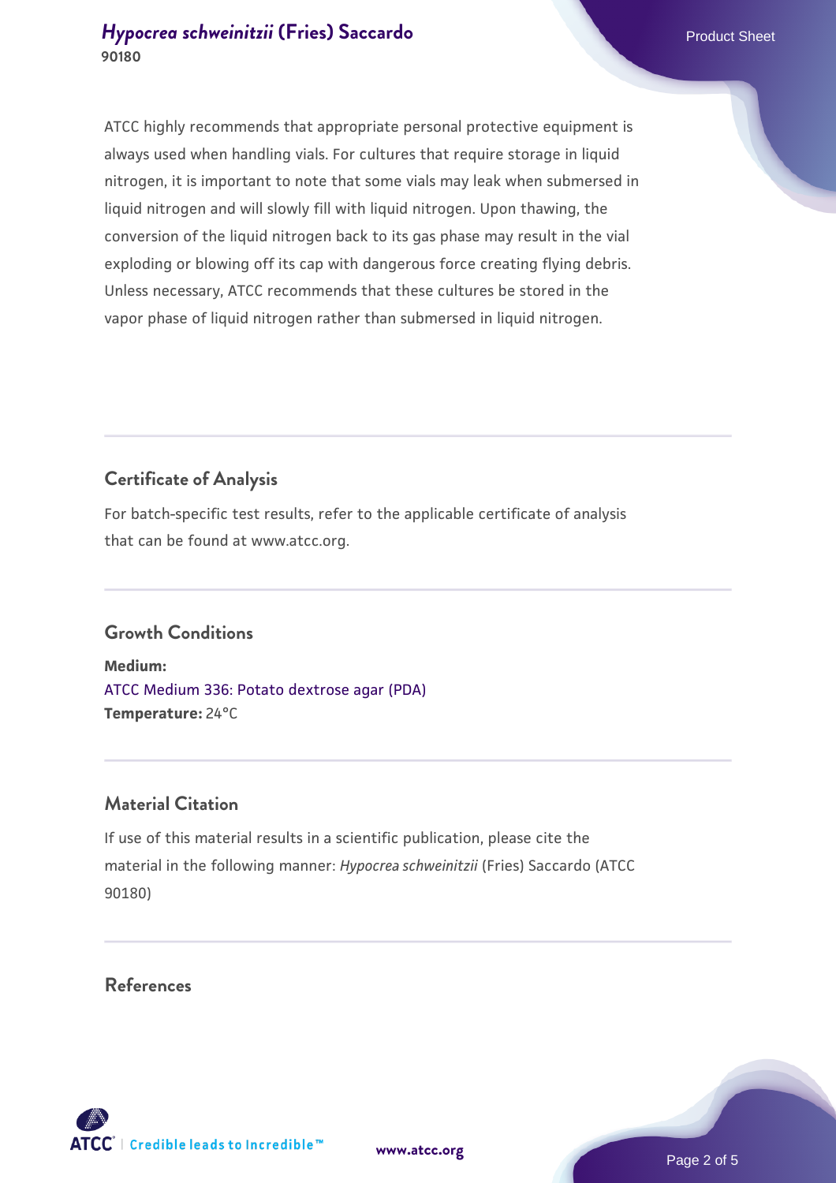ATCC highly recommends that appropriate personal protective equipment is always used when handling vials. For cultures that require storage in liquid nitrogen, it is important to note that some vials may leak when submersed in liquid nitrogen and will slowly fill with liquid nitrogen. Upon thawing, the conversion of the liquid nitrogen back to its gas phase may result in the vial exploding or blowing off its cap with dangerous force creating flying debris. Unless necessary, ATCC recommends that these cultures be stored in the vapor phase of liquid nitrogen rather than submersed in liquid nitrogen.

## Certificate of Analysis

For batch-specific test results, refer to the applicable certificate of analysis that can be found at www.atcc.org.

## Growth Conditions

**Medium:**
ATCC Medium 336: Potato dextrose agar (PDA)
**Temperature:** 24°C

## Material Citation

If use of this material results in a scientific publication, please cite the material in the following manner: *Hypocrea schweinitzii* (Fries) Saccardo (ATCC 90180)

## References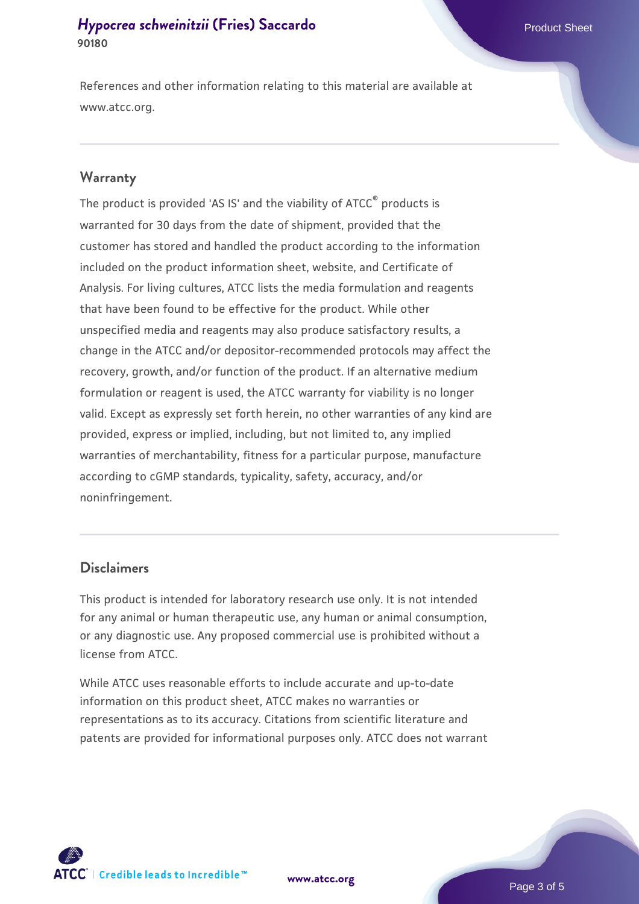References and other information relating to this material are available at www.atcc.org.

## Warranty

The product is provided 'AS IS' and the viability of ATCC® products is warranted for 30 days from the date of shipment, provided that the customer has stored and handled the product according to the information included on the product information sheet, website, and Certificate of Analysis. For living cultures, ATCC lists the media formulation and reagents that have been found to be effective for the product. While other unspecified media and reagents may also produce satisfactory results, a change in the ATCC and/or depositor-recommended protocols may affect the recovery, growth, and/or function of the product. If an alternative medium formulation or reagent is used, the ATCC warranty for viability is no longer valid. Except as expressly set forth herein, no other warranties of any kind are provided, express or implied, including, but not limited to, any implied warranties of merchantability, fitness for a particular purpose, manufacture according to cGMP standards, typicality, safety, accuracy, and/or noninfringement.

## Disclaimers

This product is intended for laboratory research use only. It is not intended for any animal or human therapeutic use, any human or animal consumption, or any diagnostic use. Any proposed commercial use is prohibited without a license from ATCC.

While ATCC uses reasonable efforts to include accurate and up-to-date information on this product sheet, ATCC makes no warranties or representations as to its accuracy. Citations from scientific literature and patents are provided for informational purposes only. ATCC does not warrant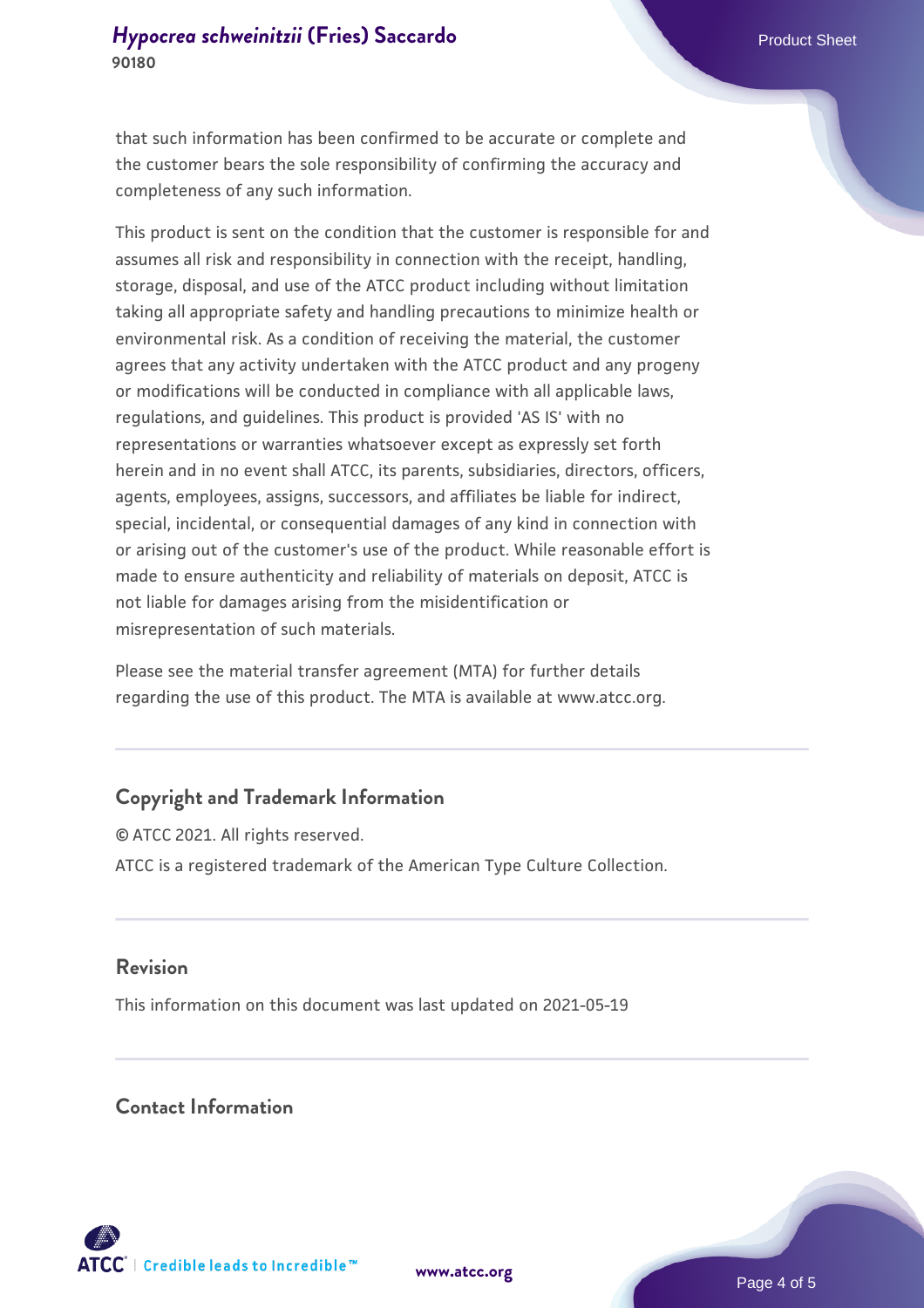that such information has been confirmed to be accurate or complete and the customer bears the sole responsibility of confirming the accuracy and completeness of any such information.

This product is sent on the condition that the customer is responsible for and assumes all risk and responsibility in connection with the receipt, handling, storage, disposal, and use of the ATCC product including without limitation taking all appropriate safety and handling precautions to minimize health or environmental risk. As a condition of receiving the material, the customer agrees that any activity undertaken with the ATCC product and any progeny or modifications will be conducted in compliance with all applicable laws, regulations, and guidelines. This product is provided 'AS IS' with no representations or warranties whatsoever except as expressly set forth herein and in no event shall ATCC, its parents, subsidiaries, directors, officers, agents, employees, assigns, successors, and affiliates be liable for indirect, special, incidental, or consequential damages of any kind in connection with or arising out of the customer's use of the product. While reasonable effort is made to ensure authenticity and reliability of materials on deposit, ATCC is not liable for damages arising from the misidentification or misrepresentation of such materials.

Please see the material transfer agreement (MTA) for further details regarding the use of this product. The MTA is available at www.atcc.org.

## Copyright and Trademark Information

© ATCC 2021. All rights reserved.

ATCC is a registered trademark of the American Type Culture Collection.

## Revision

This information on this document was last updated on 2021-05-19

## Contact Information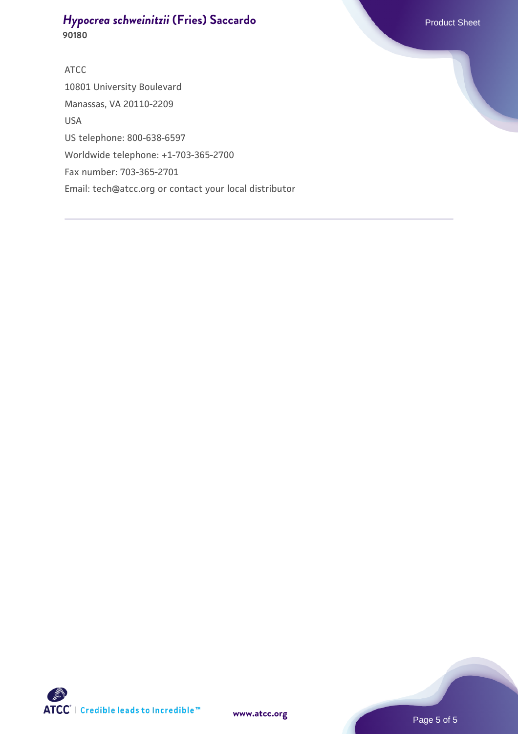ATCC

10801 University Boulevard

Manassas, VA 20110-2209

USA

US telephone: 800-638-6597

Worldwide telephone: +1-703-365-2700

Fax number: 703-365-2701

Email: tech@atcc.org or contact your local distributor